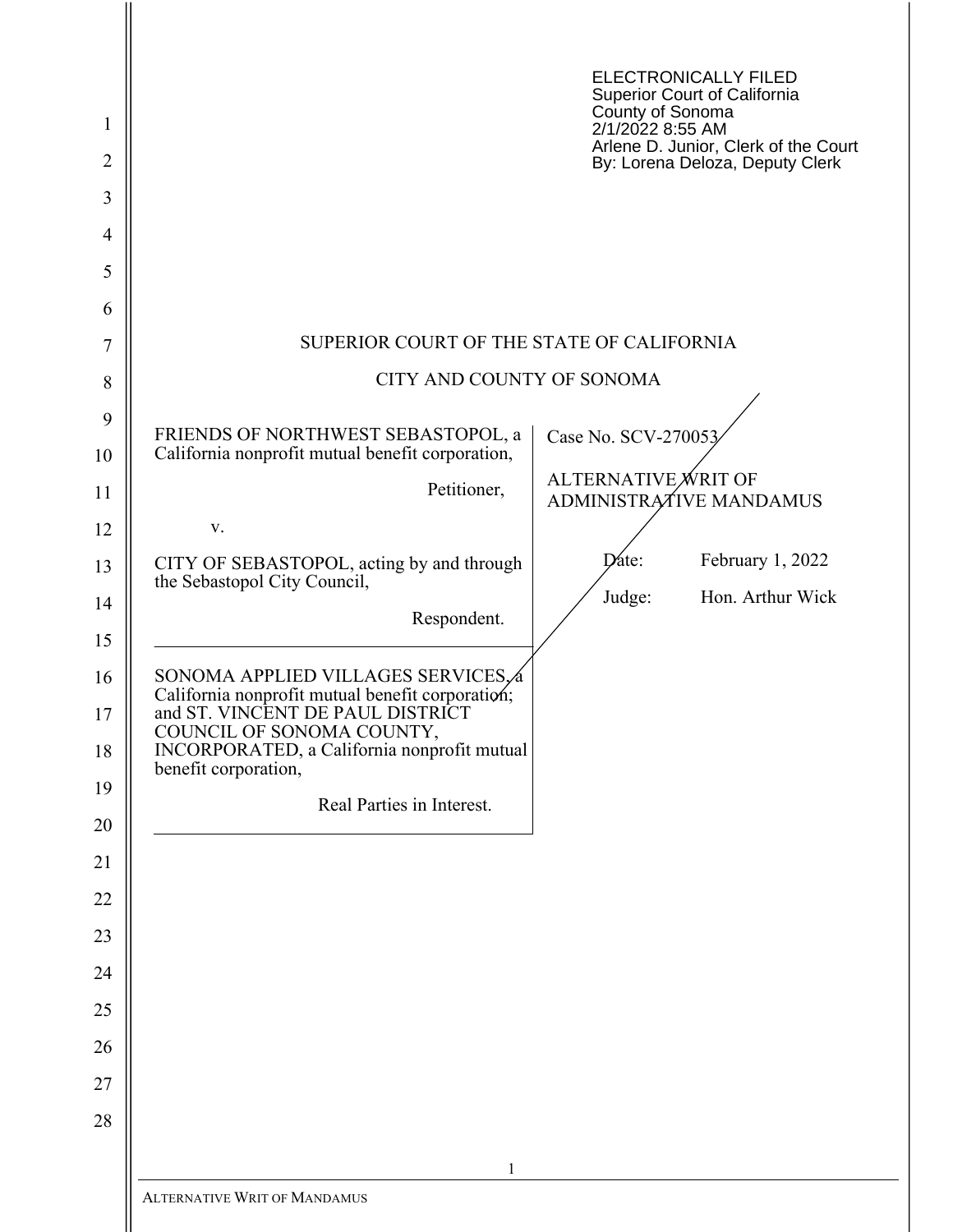ELECTRONICALLY FILED
Superior Court of California
County of Sonoma
2/1/2022 8:55 AM
Arlene D. Junior, Clerk of the Court
By: Lorena Deloza, Deputy Clerk

SUPERIOR COURT OF THE STATE OF CALIFORNIA

CITY AND COUNTY OF SONOMA

FRIENDS OF NORTHWEST SEBASTOPOL, a California nonprofit mutual benefit corporation,

Petitioner,

v.

CITY OF SEBASTOPOL, acting by and through the Sebastopol City Council,

Respondent.

SONOMA APPLIED VILLAGES SERVICES, a California nonprofit mutual benefit corporation; and ST. VINCENT DE PAUL DISTRICT COUNCIL OF SONOMA COUNTY, INCORPORATED, a California nonprofit mutual benefit corporation,

Real Parties in Interest.

Case No. SCV-270053

ALTERNATIVE WRIT OF ADMINISTRATIVE MANDAMUS

Date: February 1, 2022

Judge: Hon. Arthur Wick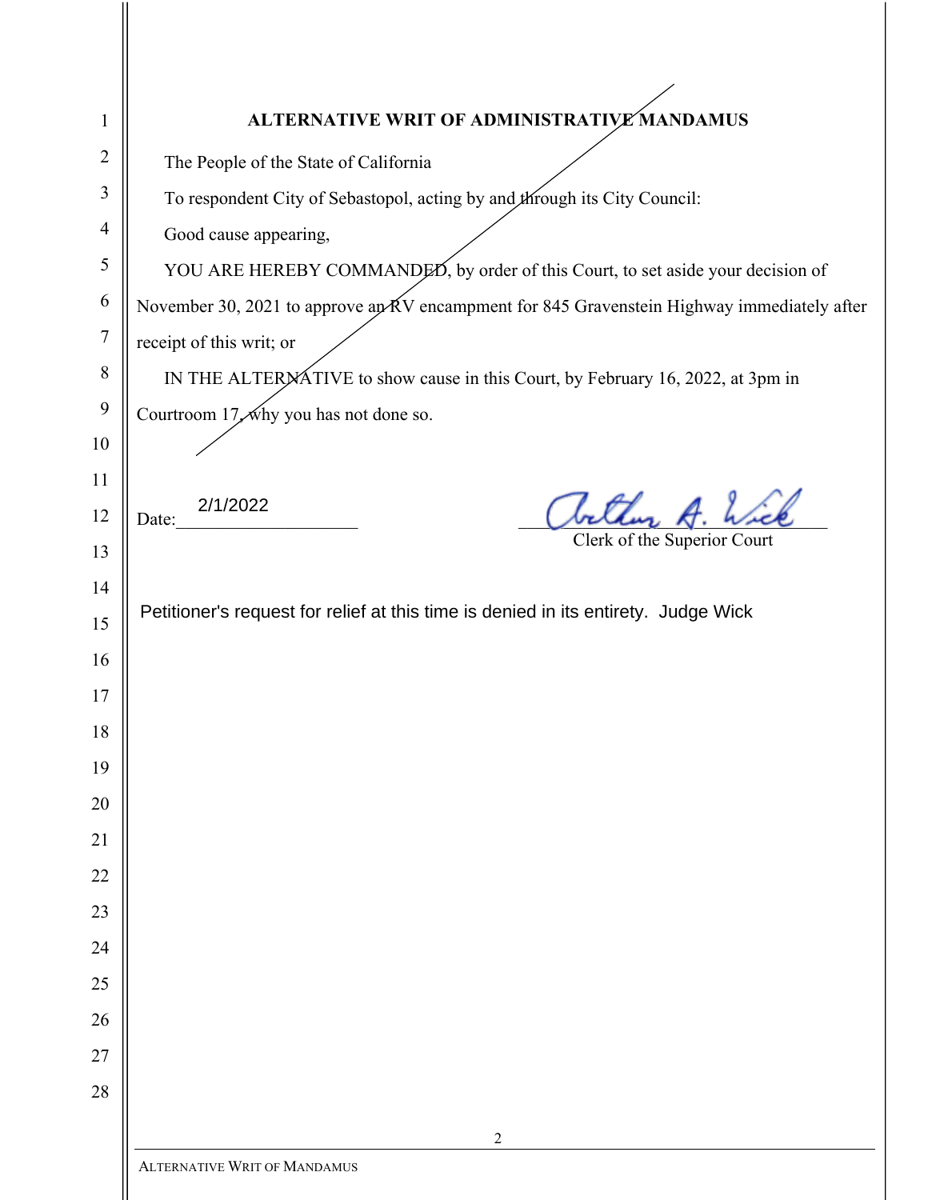**ALTERNATIVE WRIT OF ADMINISTRATIVE MANDAMUS**

The People of the State of California

To respondent City of Sebastopol, acting by and through its City Council:

Good cause appearing,

YOU ARE HEREBY COMMANDED, by order of this Court, to set aside your decision of November 30, 2021 to approve an RV encampment for 845 Gravenstein Highway immediately after receipt of this writ; or

IN THE ALTERNATIVE to show cause in this Court, by February 16, 2022, at 3pm in Courtroom 17, why you has not done so.

Date: 2/1/2022

Arthur A. Wick
Clerk of the Superior Court

Petitioner's request for relief at this time is denied in its entirety. Judge Wick

ALTERNATIVE WRIT OF MANDAMUS